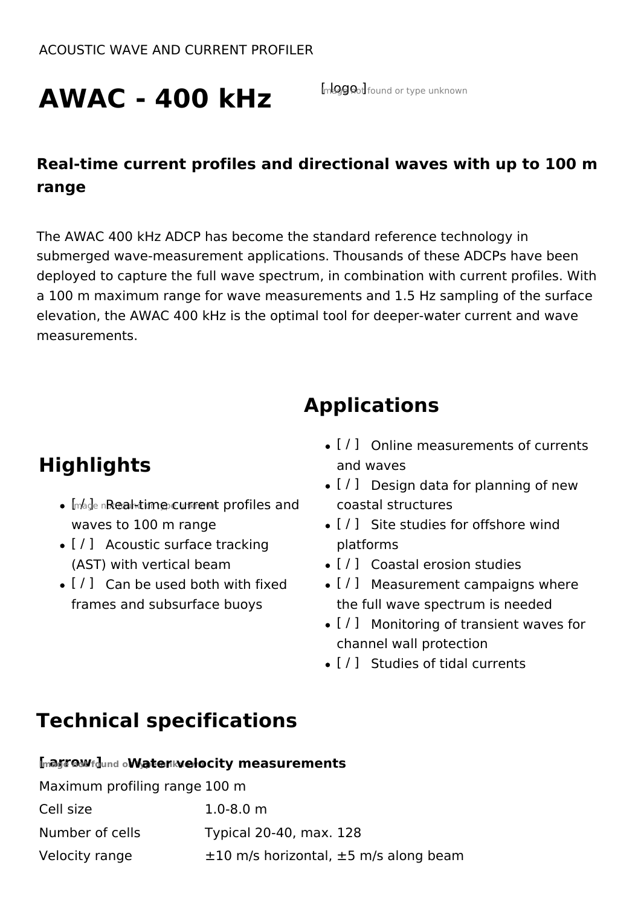ACOUSTIC WAVE AND CURRENT PROFILER

# AWAC - 400 kHz

### Real-time current profiles and directional waves with up to 100 m range

The AWAC 400 kHz ADCP has become the standard reference technology in submerged wave-measurement applications. Thousands of these ADCPs have been deployed to capture the full wave spectrum, in combination with current profiles. With a 100 m maximum range for wave measurements and 1.5 Hz sampling of the surface elevation, the AWAC 400 kHz is the optimal tool for deeper-water current and wave measurements.

## Highlights

- Real-time current profiles and waves to 100 m range
- Acoustic surface tracking (AST) with vertical beam
- Can be used both with fixed frames and subsurface buoys

## Applications

- Online measurements of currents and waves
- Design data for planning of new coastal structures
- Site studies for offshore wind platforms
- Coastal erosion studies
- Measurement campaigns where the full wave spectrum is needed
- Monitoring of transient waves for channel wall protection
- Studies of tidal currents

## Technical specifications

**Water velocity measurements**

| | |
|---|---|
| Maximum profiling range | 100 m |
| Cell size | 1.0-8.0 m |
| Number of cells | Typical 20-40, max. 128 |
| Velocity range | ±10 m/s horizontal, ±5 m/s along beam |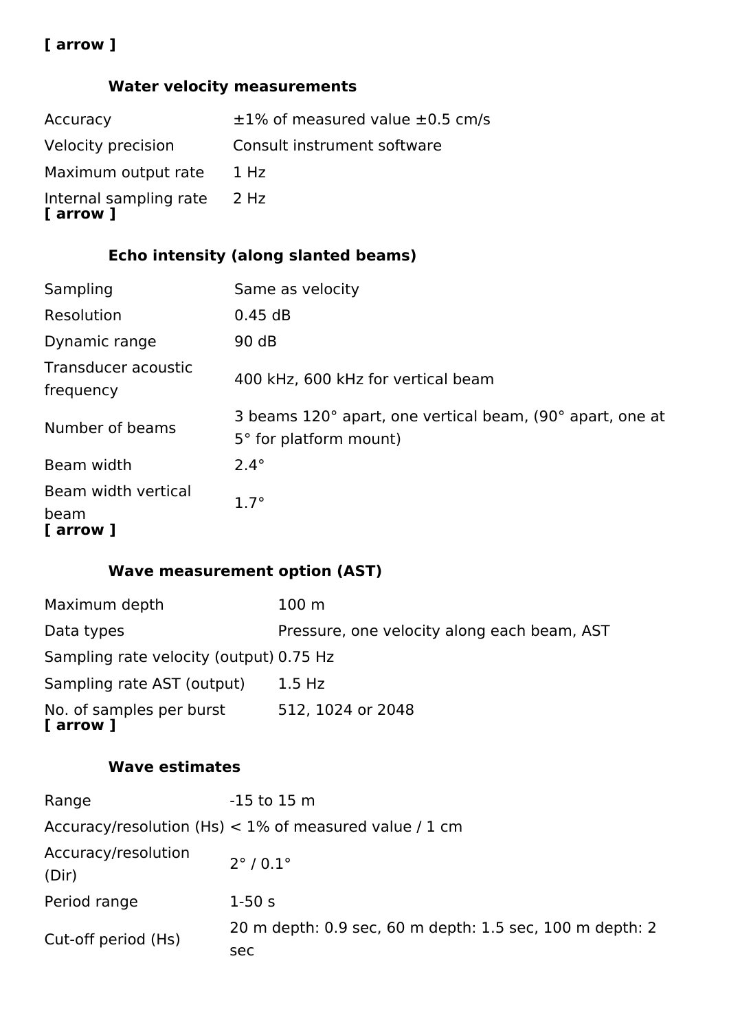**[ arrow ]**

### Water velocity measurements

| | |
|---|---|
| Accuracy | ±1% of measured value ±0.5 cm/s |
| Velocity precision | Consult instrument software |
| Maximum output rate | 1 Hz |
| Internal sampling rate | 2 Hz |

**[ arrow ]**

### Echo intensity (along slanted beams)

| | |
|---|---|
| Sampling | Same as velocity |
| Resolution | 0.45 dB |
| Dynamic range | 90 dB |
| Transducer acoustic frequency | 400 kHz, 600 kHz for vertical beam |
| Number of beams | 3 beams 120° apart, one vertical beam, (90° apart, one at 5° for platform mount) |
| Beam width | 2.4° |
| Beam width vertical beam | 1.7° |

**[ arrow ]**

### Wave measurement option (AST)

| | |
|---|---|
| Maximum depth | 100 m |
| Data types | Pressure, one velocity along each beam, AST |
| Sampling rate velocity (output) | 0.75 Hz |
| Sampling rate AST (output) | 1.5 Hz |
| No. of samples per burst | 512, 1024 or 2048 |

**[ arrow ]**

### Wave estimates

| | |
|---|---|
| Range | -15 to 15 m |
| Accuracy/resolution (Hs) | < 1% of measured value / 1 cm |
| Accuracy/resolution (Dir) | 2° / 0.1° |
| Period range | 1-50 s |
| Cut-off period (Hs) | 20 m depth: 0.9 sec, 60 m depth: 1.5 sec, 100 m depth: 2 sec |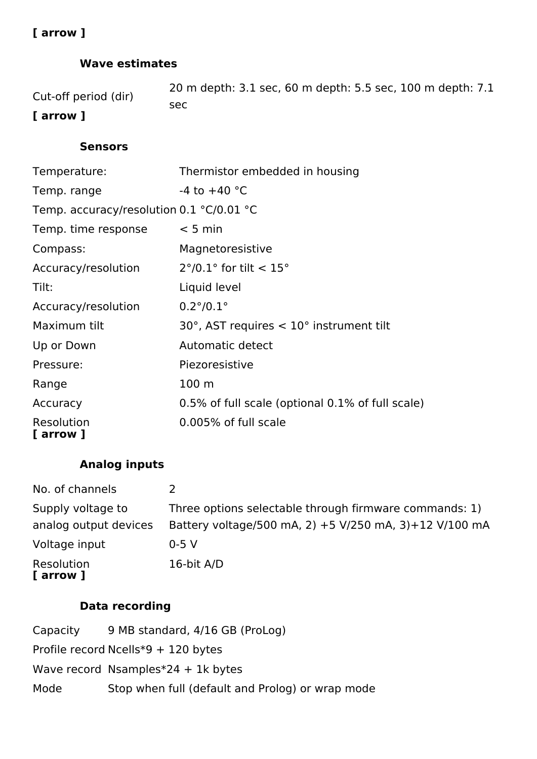**[ arrow ]**

### Wave estimates

| | |
|---|---|
| Cut-off period (dir) | 20 m depth: 3.1 sec, 60 m depth: 5.5 sec, 100 m depth: 7.1 sec |

**[ arrow ]**

### Sensors

| | |
|---|---|
| Temperature: | Thermistor embedded in housing |
| Temp. range | -4 to +40 °C |
| Temp. accuracy/resolution | 0.1 °C/0.01 °C |
| Temp. time response | < 5 min |
| Compass: | Magnetoresistive |
| Accuracy/resolution | 2°/0.1° for tilt < 15° |
| Tilt: | Liquid level |
| Accuracy/resolution | 0.2°/0.1° |
| Maximum tilt | 30°, AST requires < 10° instrument tilt |
| Up or Down | Automatic detect |
| Pressure: | Piezoresistive |
| Range | 100 m |
| Accuracy | 0.5% of full scale (optional 0.1% of full scale) |
| Resolution | 0.005% of full scale |

**[ arrow ]**

### Analog inputs

| | |
|---|---|
| No. of channels | 2 |
| Supply voltage to analog output devices | Three options selectable through firmware commands: 1) Battery voltage/500 mA, 2) +5 V/250 mA, 3)+12 V/100 mA |
| Voltage input | 0-5 V |
| Resolution | 16-bit A/D |

**[ arrow ]**

### Data recording

| | |
|---|---|
| Capacity | 9 MB standard, 4/16 GB (ProLog) |
| Profile record | Ncells*9 + 120 bytes |
| Wave record | Nsamples*24 + 1k bytes |
| Mode | Stop when full (default and Prolog) or wrap mode |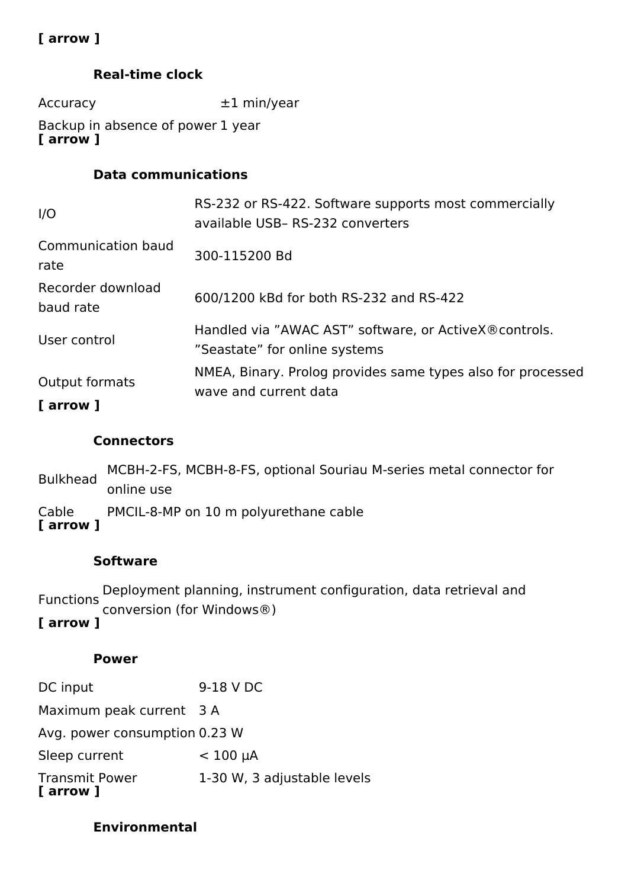**[ arrow ]**

### Real-time clock

| | |
|---|---|
| Accuracy | ±1 min/year |
| Backup in absence of power | 1 year |

**[ arrow ]**

### Data communications

| | |
|---|---|
| I/O | RS-232 or RS-422. Software supports most commercially available USB– RS-232 converters |
| Communication baud rate | 300-115200 Bd |
| Recorder download baud rate | 600/1200 kBd for both RS-232 and RS-422 |
| User control | Handled via ”AWAC AST” software, or ActiveX®controls. ”Seastate” for online systems |
| Output formats | NMEA, Binary. Prolog provides same types also for processed wave and current data |

**[ arrow ]**

### Connectors

| | |
|---|---|
| Bulkhead | MCBH-2-FS, MCBH-8-FS, optional Souriau M-series metal connector for online use |
| Cable | PMCIL-8-MP on 10 m polyurethane cable |

**[ arrow ]**

### Software

| | |
|---|---|
| Functions | Deployment planning, instrument configuration, data retrieval and conversion (for Windows®) |

**[ arrow ]**

### Power

| | |
|---|---|
| DC input | 9-18 V DC |
| Maximum peak current | 3 A |
| Avg. power consumption | 0.23 W |
| Sleep current | < 100 µA |
| Transmit Power | 1-30 W, 3 adjustable levels |

**[ arrow ]**

### Environmental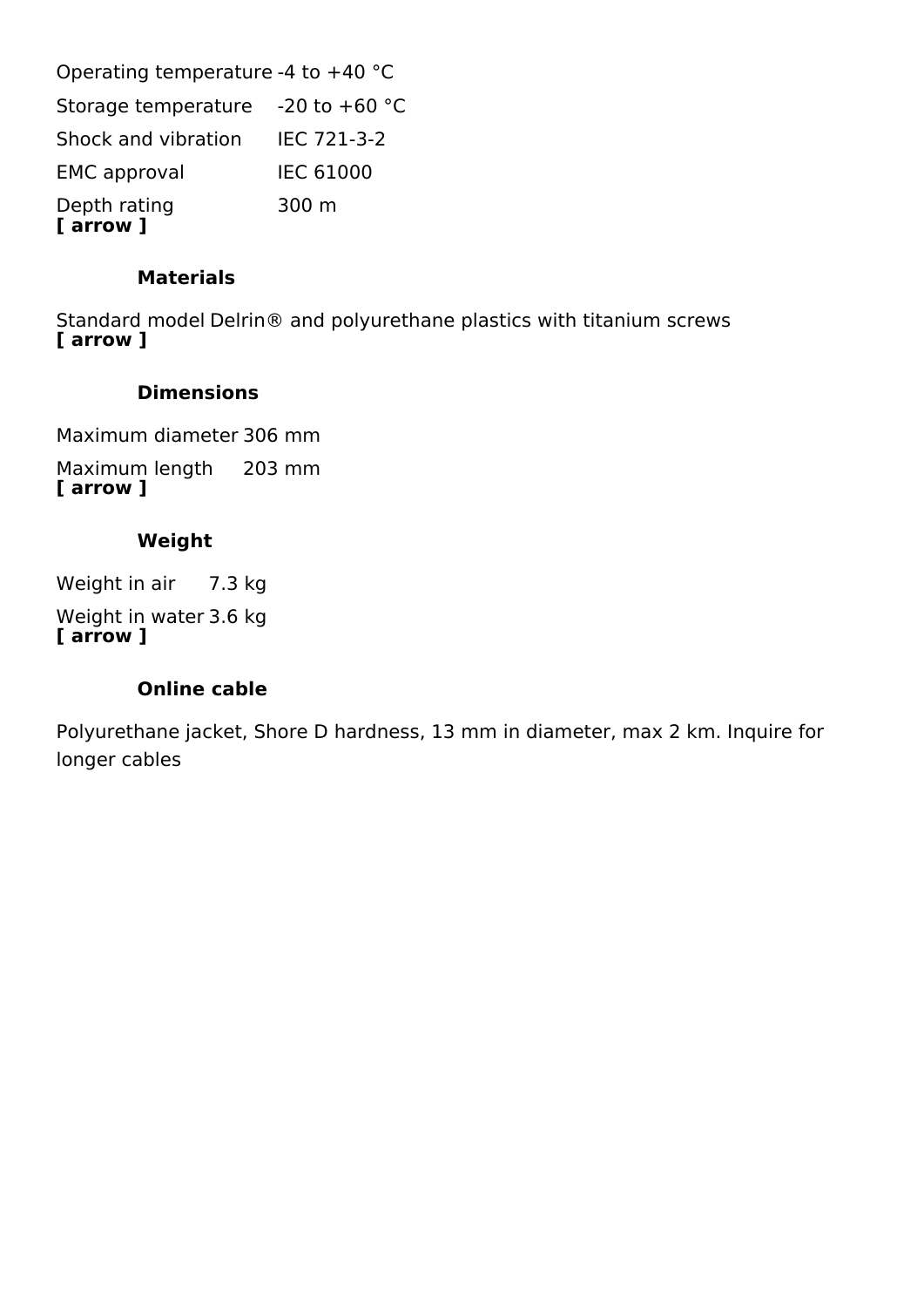| | |
|---|---|
| Operating temperature | -4 to +40 °C |
| Storage temperature | -20 to +60 °C |
| Shock and vibration | IEC 721-3-2 |
| EMC approval | IEC 61000 |
| Depth rating | 300 m |

**[ arrow ]**

### Materials

| | |
|---|---|
| Standard model | Delrin® and polyurethane plastics with titanium screws |

**[ arrow ]**

### Dimensions

| | |
|---|---|
| Maximum diameter | 306 mm |
| Maximum length | 203 mm |

**[ arrow ]**

### Weight

| | |
|---|---|
| Weight in air | 7.3 kg |
| Weight in water | 3.6 kg |

**[ arrow ]**

### Online cable

Polyurethane jacket, Shore D hardness, 13 mm in diameter, max 2 km. Inquire for longer cables